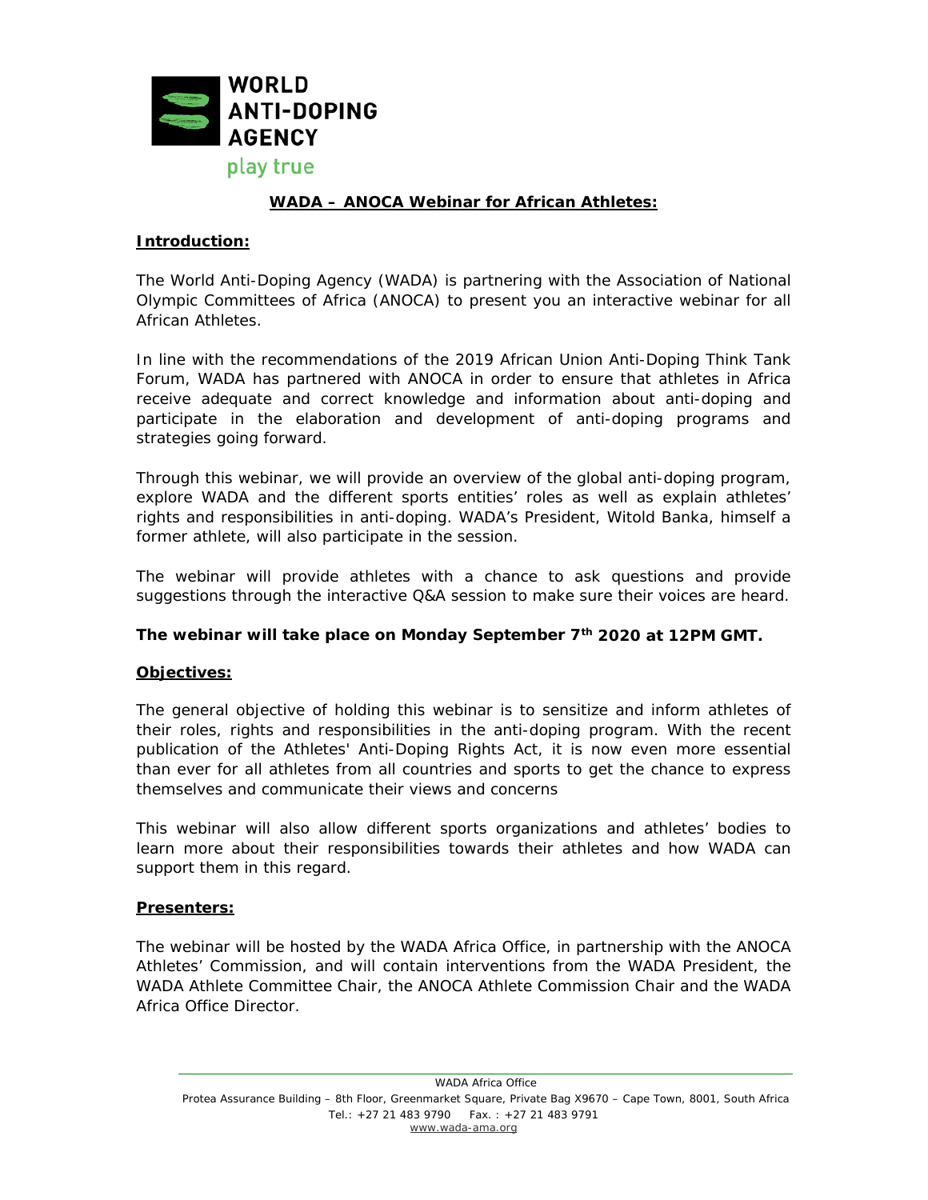WORLD ANTI-DOPING AGENCY

play true

# WADA – ANOCA Webinar for African Athletes:

## Introduction:

The World Anti-Doping Agency (WADA) is partnering with the Association of National Olympic Committees of Africa (ANOCA) to present you an interactive webinar for all African Athletes.

In line with the recommendations of the 2019 African Union Anti-Doping Think Tank Forum, WADA has partnered with ANOCA in order to ensure that athletes in Africa receive adequate and correct knowledge and information about anti-doping and participate in the elaboration and development of anti-doping programs and strategies going forward.

Through this webinar, we will provide an overview of the global anti-doping program, explore WADA and the different sports entities' roles as well as explain athletes' rights and responsibilities in anti-doping. WADA's President, Witold Banka, himself a former athlete, will also participate in the session.

The webinar will provide athletes with a chance to ask questions and provide suggestions through the interactive Q&A session to make sure their voices are heard.

**The webinar will take place on Monday September 7th 2020 at 12PM GMT.**

## Objectives:

The general objective of holding this webinar is to sensitize and inform athletes of their roles, rights and responsibilities in the anti-doping program. With the recent publication of the Athletes' Anti-Doping Rights Act, it is now even more essential than ever for all athletes from all countries and sports to get the chance to express themselves and communicate their views and concerns

This webinar will also allow different sports organizations and athletes' bodies to learn more about their responsibilities towards their athletes and how WADA can support them in this regard.

## Presenters:

The webinar will be hosted by the WADA Africa Office, in partnership with the ANOCA Athletes' Commission, and will contain interventions from the WADA President, the WADA Athlete Committee Chair, the ANOCA Athlete Commission Chair and the WADA Africa Office Director.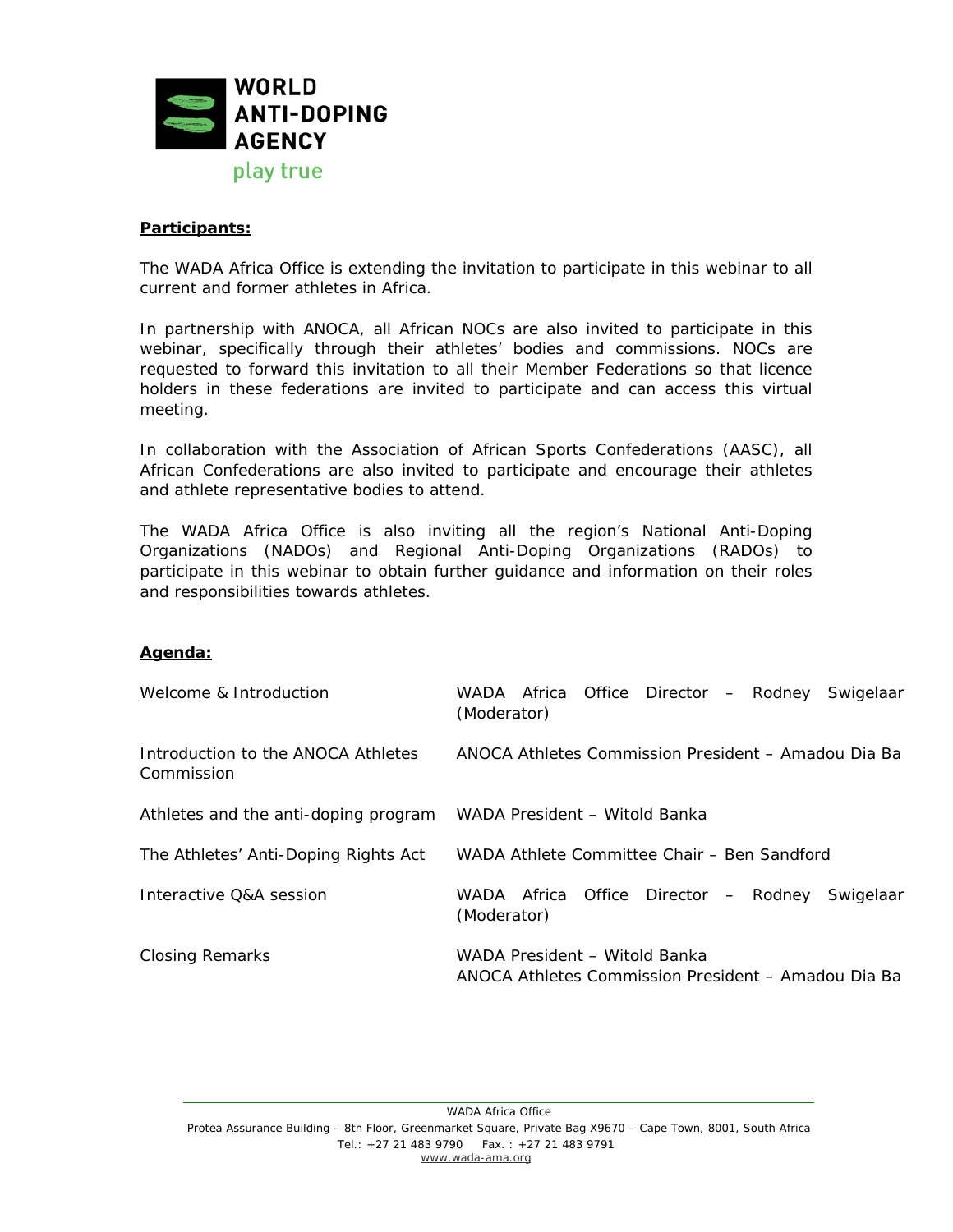**Participants:**

The WADA Africa Office is extending the invitation to participate in this webinar to all current and former athletes in Africa.

In partnership with ANOCA, all African NOCs are also invited to participate in this webinar, specifically through their athletes' bodies and commissions. NOCs are requested to forward this invitation to all their Member Federations so that licence holders in these federations are invited to participate and can access this virtual meeting.

In collaboration with the Association of African Sports Confederations (AASC), all African Confederations are also invited to participate and encourage their athletes and athlete representative bodies to attend.

The WADA Africa Office is also inviting all the region's National Anti-Doping Organizations (NADOs) and Regional Anti-Doping Organizations (RADOs) to participate in this webinar to obtain further guidance and information on their roles and responsibilities towards athletes.

**Agenda:**

| | |
|---|---|
| Welcome & Introduction | WADA Africa Office Director – Rodney Swigelaar (Moderator) |
| Introduction to the ANOCA Athletes Commission | ANOCA Athletes Commission President – Amadou Dia Ba |
| Athletes and the anti-doping program | WADA President – Witold Banka |
| The Athletes' Anti-Doping Rights Act | WADA Athlete Committee Chair – Ben Sandford |
| Interactive Q&A session | WADA Africa Office Director – Rodney Swigelaar (Moderator) |
| Closing Remarks | WADA President – Witold Banka<br>ANOCA Athletes Commission President – Amadou Dia Ba |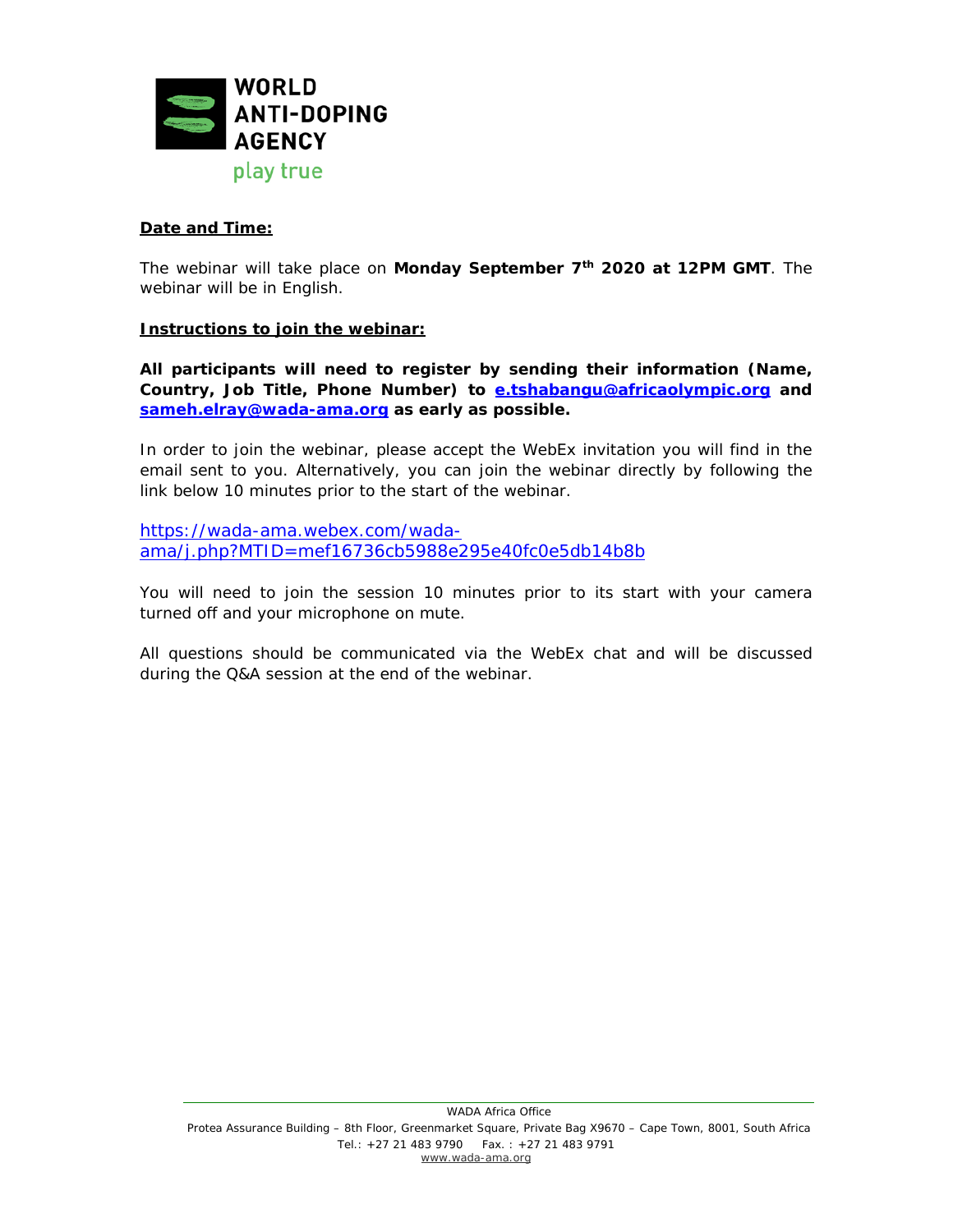WORLD ANTI-DOPING AGENCY

play true

**Date and Time:**

The webinar will take place on **Monday September 7th 2020 at 12PM GMT**. The webinar will be in English.

**Instructions to join the webinar:**

**All participants will need to register by sending their information (Name, Country, Job Title, Phone Number) to e.tshabangu@africaolympic.org and sameh.elray@wada-ama.org as early as possible.**

In order to join the webinar, please accept the WebEx invitation you will find in the email sent to you. Alternatively, you can join the webinar directly by following the link below 10 minutes prior to the start of the webinar.

https://wada-ama.webex.com/wada-ama/j.php?MTID=mef16736cb5988e295e40fc0e5db14b8b

You will need to join the session 10 minutes prior to its start with your camera turned off and your microphone on mute.

All questions should be communicated via the WebEx chat and will be discussed during the Q&A session at the end of the webinar.